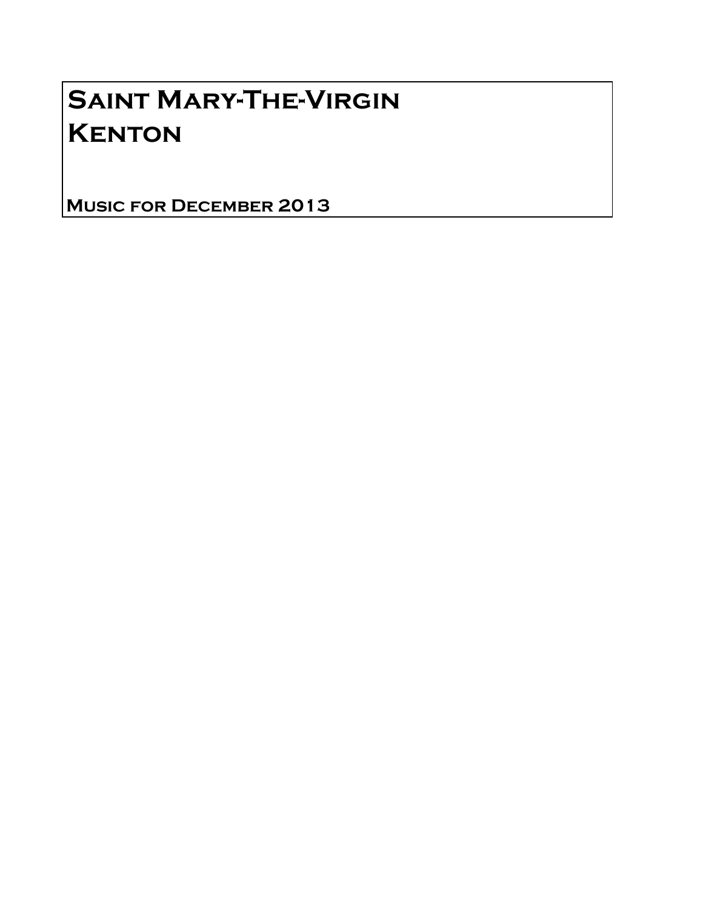# Saint Mary-The-Virgin
# Kenton

## Music for December 2013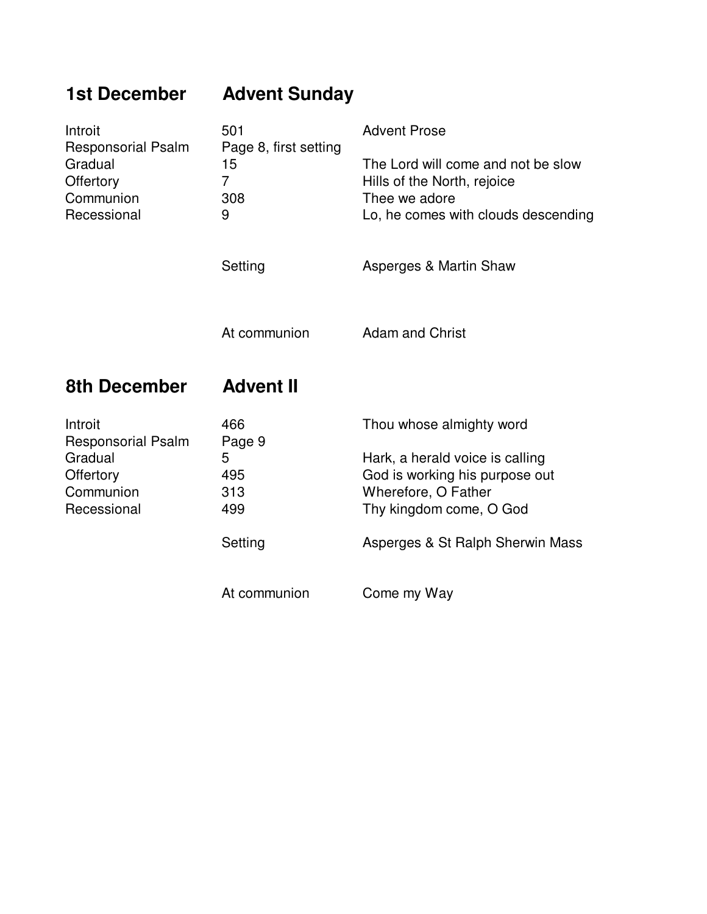## 1st December    Advent Sunday

| | | |
|---|---|---|
| Introit | 501 | Advent Prose |
| Responsorial Psalm | Page 8, first setting | |
| Gradual | 15 | The Lord will come and not be slow |
| Offertory | 7 | Hills of the North, rejoice |
| Communion | 308 | Thee we adore |
| Recessional | 9 | Lo, he comes with clouds descending |
| | Setting | Asperges & Martin Shaw |
| | At communion | Adam and Christ |

## 8th December    Advent II

| | | |
|---|---|---|
| Introit | 466 | Thou whose almighty word |
| Responsorial Psalm | Page 9 | |
| Gradual | 5 | Hark, a herald voice is calling |
| Offertory | 495 | God is working his purpose out |
| Communion | 313 | Wherefore, O Father |
| Recessional | 499 | Thy kingdom come, O God |
| | Setting | Asperges & St Ralph Sherwin Mass |
| | At communion | Come my Way |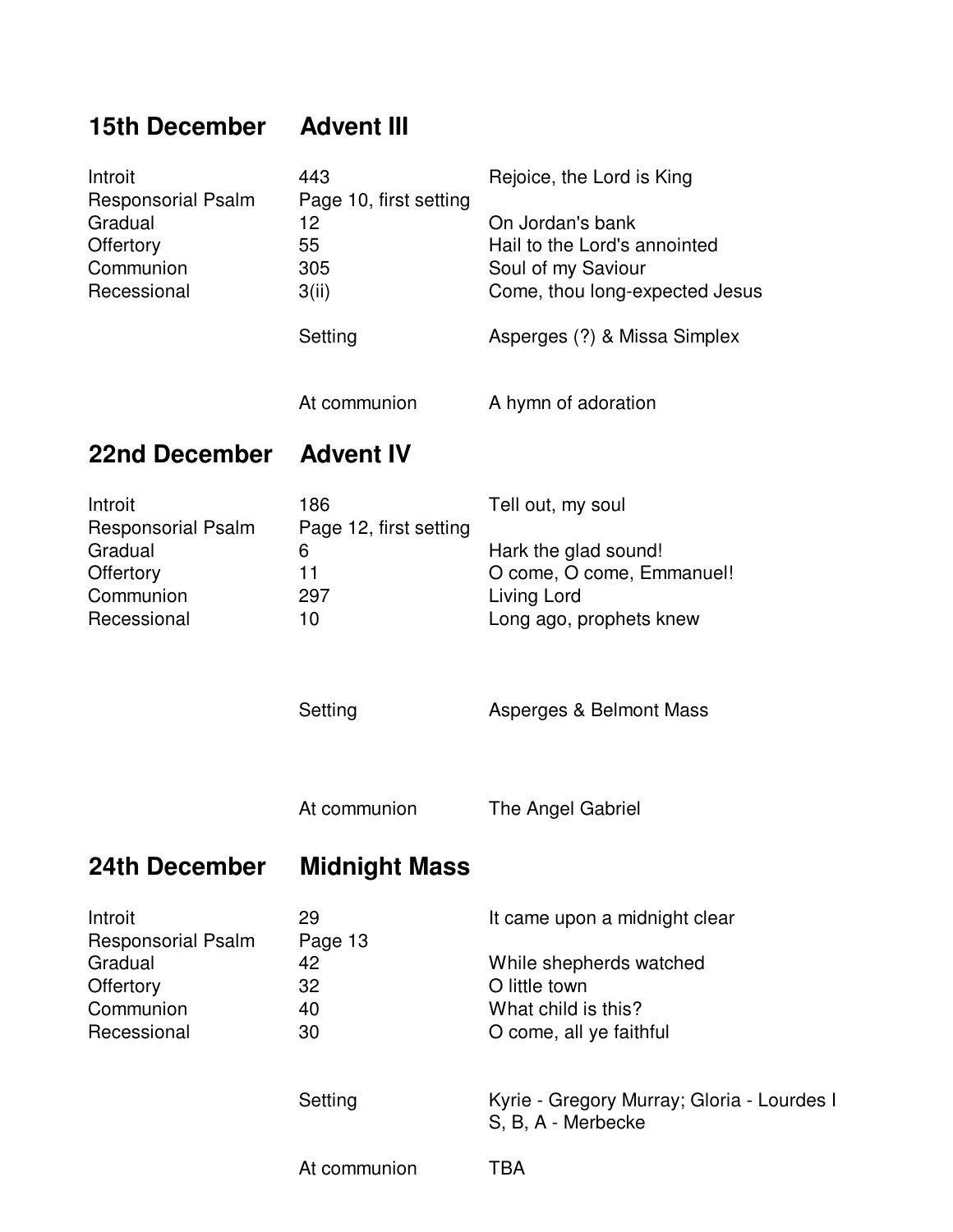## 15th December Advent III

| | | |
|---|---|---|
| Introit | 443 | Rejoice, the Lord is King |
| Responsorial Psalm | Page 10, first setting | |
| Gradual | 12 | On Jordan's bank |
| Offertory | 55 | Hail to the Lord's annointed |
| Communion | 305 | Soul of my Saviour |
| Recessional | 3(ii) | Come, thou long-expected Jesus |
| | Setting | Asperges (?) & Missa Simplex |
| | At communion | A hymn of adoration |

## 22nd December Advent IV

| | | |
|---|---|---|
| Introit | 186 | Tell out, my soul |
| Responsorial Psalm | Page 12, first setting | |
| Gradual | 6 | Hark the glad sound! |
| Offertory | 11 | O come, O come, Emmanuel! |
| Communion | 297 | Living Lord |
| Recessional | 10 | Long ago, prophets knew |
| | Setting | Asperges & Belmont Mass |
| | At communion | The Angel Gabriel |

## 24th December Midnight Mass

| | | |
|---|---|---|
| Introit | 29 | It came upon a midnight clear |
| Responsorial Psalm | Page 13 | |
| Gradual | 42 | While shepherds watched |
| Offertory | 32 | O little town |
| Communion | 40 | What child is this? |
| Recessional | 30 | O come, all ye faithful |
| | Setting | Kyrie - Gregory Murray; Gloria - Lourdes I<br>S, B, A - Merbecke |
| | At communion | TBA |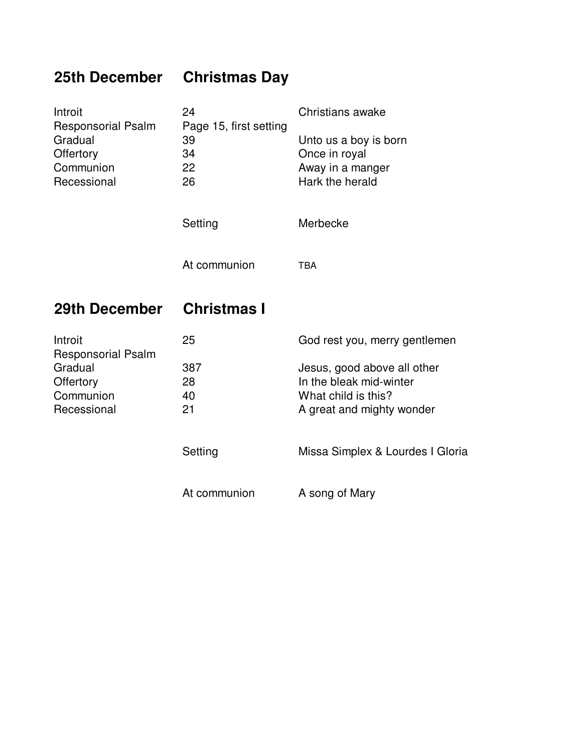## 25th December Christmas Day

| | | |
|---|---|---|
| Introit | 24 | Christians awake |
| Responsorial Psalm | Page 15, first setting | |
| Gradual | 39 | Unto us a boy is born |
| Offertory | 34 | Once in royal |
| Communion | 22 | Away in a manger |
| Recessional | 26 | Hark the herald |
| | Setting | Merbecke |
| | At communion | TBA |

## 29th December Christmas I

| | | |
|---|---|---|
| Introit | 25 | God rest you, merry gentlemen |
| Responsorial Psalm | | |
| Gradual | 387 | Jesus, good above all other |
| Offertory | 28 | In the bleak mid-winter |
| Communion | 40 | What child is this? |
| Recessional | 21 | A great and mighty wonder |
| | Setting | Missa Simplex & Lourdes I Gloria |
| | At communion | A song of Mary |